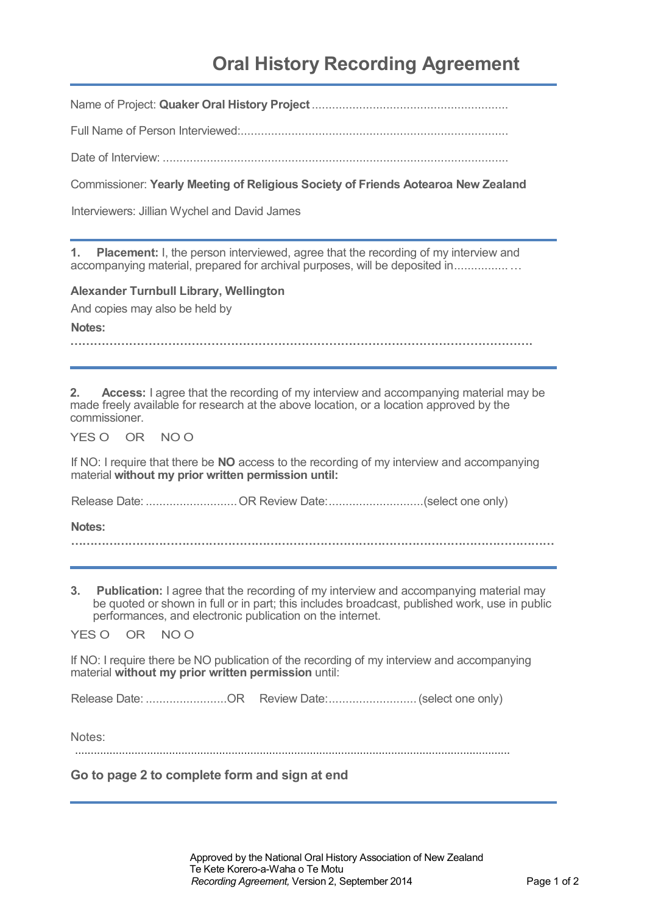# Oral History Recording Agreement

Name of Project: **Quaker Oral History Project** ..........................................................

Full Name of Person Interviewed:..............................................................................

Date of Interview: .....................................................................................................

Commissioner: **Yearly Meeting of Religious Society of Friends Aotearoa New Zealand**

Interviewers: Jillian Wychel and David James

---

**1. Placement:** I, the person interviewed, agree that the recording of my interview and accompanying material, prepared for archival purposes, will be deposited in................ …

**Alexander Turnbull Library, Wellington**

And copies may also be held by

**Notes:**

**……………………………………………………………………………………………………………**

---

**2. Access:** I agree that the recording of my interview and accompanying material may be made freely available for research at the above location, or a location approved by the commissioner.

YES O OR NO O

If NO: I require that there be **NO** access to the recording of my interview and accompanying material **without my prior written permission until:**

Release Date: ........................... OR Review Date:............................(select one only)

**Notes:**

**……………………………………………………………………………………………………………**

---

**3. Publication:** I agree that the recording of my interview and accompanying material may be quoted or shown in full or in part; this includes broadcast, published work, use in public performances, and electronic publication on the internet.

YES O OR NO O

If NO: I require there be NO publication of the recording of my interview and accompanying material **without my prior written permission** until:

Release Date: ........................OR Review Date:.......................... (select one only)

Notes:

.......................................................................................................................................

**Go to page 2 to complete form and sign at end**

---

Approved by the National Oral History Association of New Zealand
Te Kete Korero-a-Waha o Te Motu
*Recording Agreement,* Version 2, September 2014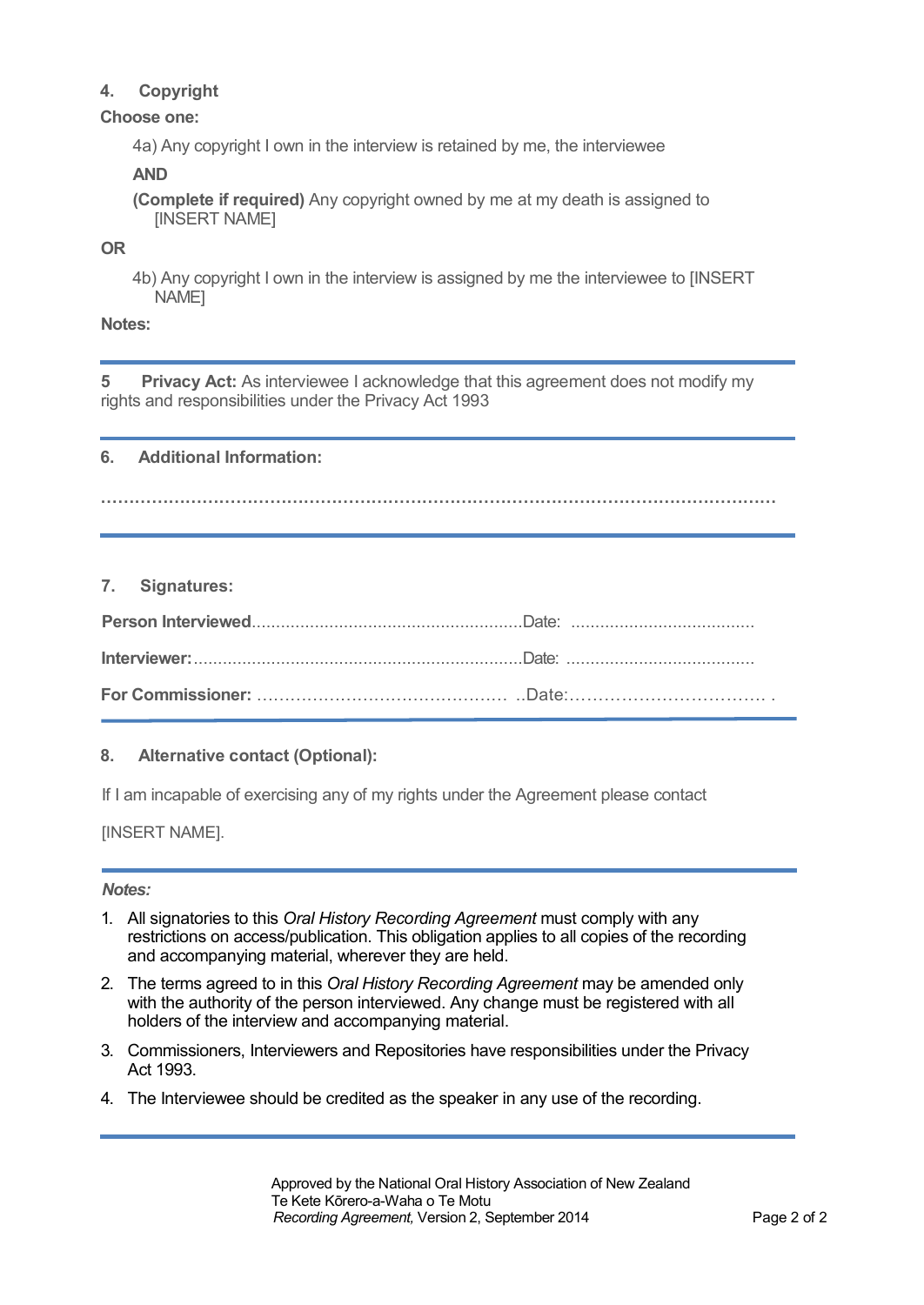**4. Copyright**

**Choose one:**

4a) Any copyright I own in the interview is retained by me, the interviewee

**AND**

**(Complete if required)** Any copyright owned by me at my death is assigned to [INSERT NAME]

**OR**

4b) Any copyright I own in the interview is assigned by me the interviewee to [INSERT NAME]

**Notes:**

---

**5 Privacy Act:** As interviewee I acknowledge that this agreement does not modify my rights and responsibilities under the Privacy Act 1993

---

**6. Additional Information:**

…………………………………………………………………………………………………………

---

**7. Signatures:**

**Person Interviewed**........................................................Date: ......................................

**Interviewer:**....................................................................Date: .......................................

**For Commissioner:** ……………………………………… ..Date:……………………………. .

---

**8. Alternative contact (Optional):**

If I am incapable of exercising any of my rights under the Agreement please contact

[INSERT NAME].

---

***Notes:***

1. All signatories to this *Oral History Recording Agreement* must comply with any restrictions on access/publication. This obligation applies to all copies of the recording and accompanying material, wherever they are held.
2. The terms agreed to in this *Oral History Recording Agreement* may be amended only with the authority of the person interviewed. Any change must be registered with all holders of the interview and accompanying material.
3. Commissioners, Interviewers and Repositories have responsibilities under the Privacy Act 1993.
4. The Interviewee should be credited as the speaker in any use of the recording.

---

Approved by the National Oral History Association of New Zealand
Te Kete Kōrero-a-Waha o Te Motu
*Recording Agreement,* Version 2, September 2014